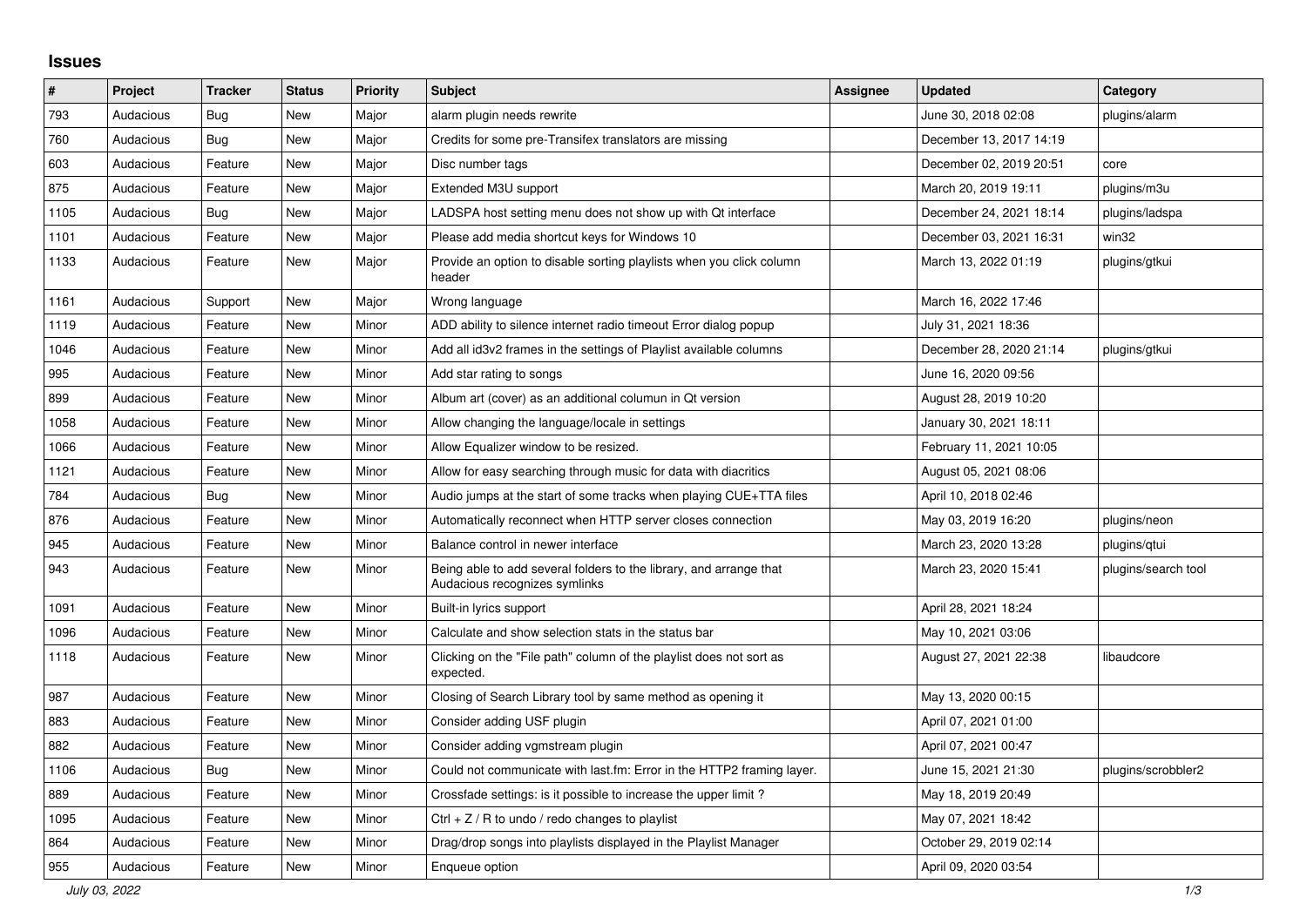# Issues

| # | Project | Tracker | Status | Priority | Subject | Assignee | Updated | Category |
|---|---|---|---|---|---|---|---|---|
| 793 | Audacious | Bug | New | Major | alarm plugin needs rewrite | | June 30, 2018 02:08 | plugins/alarm |
| 760 | Audacious | Bug | New | Major | Credits for some pre-Transifex translators are missing | | December 13, 2017 14:19 | |
| 603 | Audacious | Feature | New | Major | Disc number tags | | December 02, 2019 20:51 | core |
| 875 | Audacious | Feature | New | Major | Extended M3U support | | March 20, 2019 19:11 | plugins/m3u |
| 1105 | Audacious | Bug | New | Major | LADSPA host setting menu does not show up with Qt interface | | December 24, 2021 18:14 | plugins/ladspa |
| 1101 | Audacious | Feature | New | Major | Please add media shortcut keys for Windows 10 | | December 03, 2021 16:31 | win32 |
| 1133 | Audacious | Feature | New | Major | Provide an option to disable sorting playlists when you click column header | | March 13, 2022 01:19 | plugins/gtkui |
| 1161 | Audacious | Support | New | Major | Wrong language | | March 16, 2022 17:46 | |
| 1119 | Audacious | Feature | New | Minor | ADD ability to silence internet radio timeout Error dialog popup | | July 31, 2021 18:36 | |
| 1046 | Audacious | Feature | New | Minor | Add all id3v2 frames in the settings of Playlist available columns | | December 28, 2020 21:14 | plugins/gtkui |
| 995 | Audacious | Feature | New | Minor | Add star rating to songs | | June 16, 2020 09:56 | |
| 899 | Audacious | Feature | New | Minor | Album art (cover) as an additional columun in Qt version | | August 28, 2019 10:20 | |
| 1058 | Audacious | Feature | New | Minor | Allow changing the language/locale in settings | | January 30, 2021 18:11 | |
| 1066 | Audacious | Feature | New | Minor | Allow Equalizer window to be resized. | | February 11, 2021 10:05 | |
| 1121 | Audacious | Feature | New | Minor | Allow for easy searching through music for data with diacritics | | August 05, 2021 08:06 | |
| 784 | Audacious | Bug | New | Minor | Audio jumps at the start of some tracks when playing CUE+TTA files | | April 10, 2018 02:46 | |
| 876 | Audacious | Feature | New | Minor | Automatically reconnect when HTTP server closes connection | | May 03, 2019 16:20 | plugins/neon |
| 945 | Audacious | Feature | New | Minor | Balance control in newer interface | | March 23, 2020 13:28 | plugins/qtui |
| 943 | Audacious | Feature | New | Minor | Being able to add several folders to the library, and arrange that Audacious recognizes symlinks | | March 23, 2020 15:41 | plugins/search tool |
| 1091 | Audacious | Feature | New | Minor | Built-in lyrics support | | April 28, 2021 18:24 | |
| 1096 | Audacious | Feature | New | Minor | Calculate and show selection stats in the status bar | | May 10, 2021 03:06 | |
| 1118 | Audacious | Feature | New | Minor | Clicking on the "File path" column of the playlist does not sort as expected. | | August 27, 2021 22:38 | libaudcore |
| 987 | Audacious | Feature | New | Minor | Closing of Search Library tool by same method as opening it | | May 13, 2020 00:15 | |
| 883 | Audacious | Feature | New | Minor | Consider adding USF plugin | | April 07, 2021 01:00 | |
| 882 | Audacious | Feature | New | Minor | Consider adding vgmstream plugin | | April 07, 2021 00:47 | |
| 1106 | Audacious | Bug | New | Minor | Could not communicate with last.fm: Error in the HTTP2 framing layer. | | June 15, 2021 21:30 | plugins/scrobbler2 |
| 889 | Audacious | Feature | New | Minor | Crossfade settings: is it possible to increase the upper limit ? | | May 18, 2019 20:49 | |
| 1095 | Audacious | Feature | New | Minor | Ctrl + Z / R to undo / redo changes to playlist | | May 07, 2021 18:42 | |
| 864 | Audacious | Feature | New | Minor | Drag/drop songs into playlists displayed in the Playlist Manager | | October 29, 2019 02:14 | |
| 955 | Audacious | Feature | New | Minor | Enqueue option | | April 09, 2020 03:54 | |

*July 03, 2022*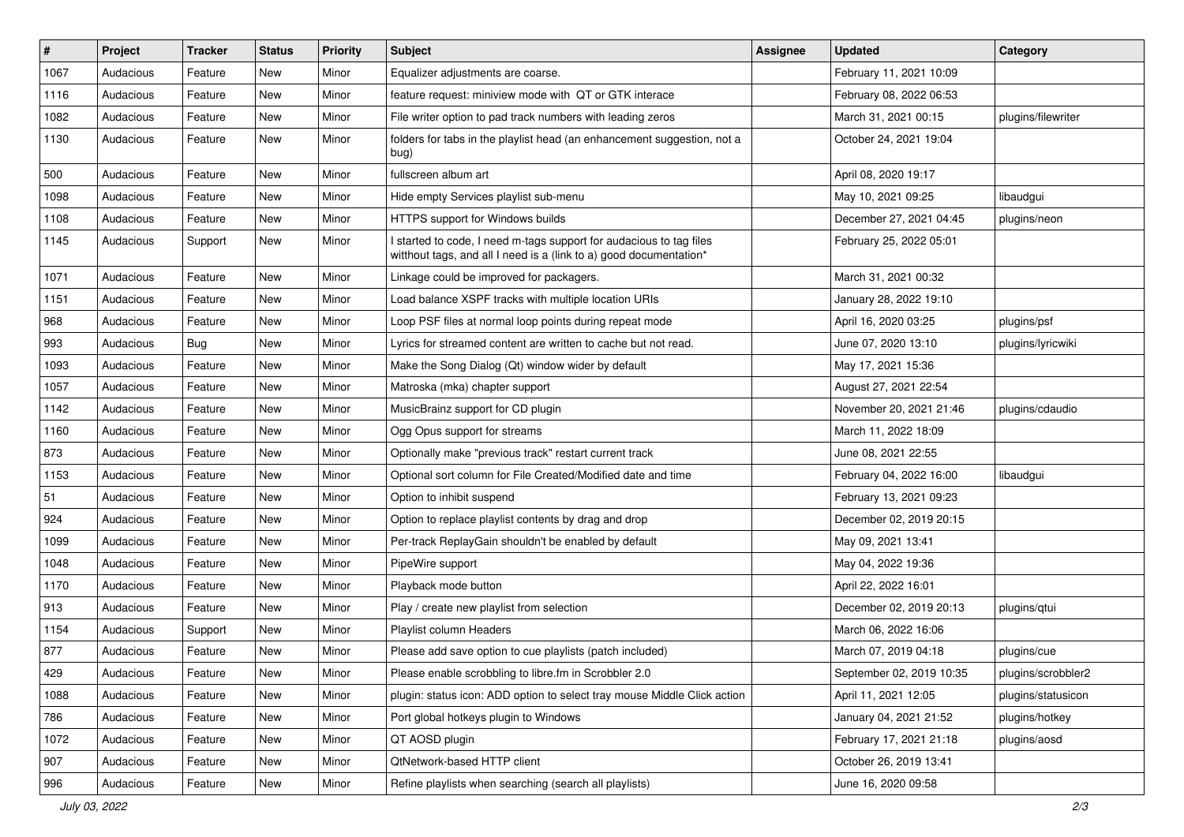| # | Project | Tracker | Status | Priority | Subject | Assignee | Updated | Category |
|---|---|---|---|---|---|---|---|---|
| 1067 | Audacious | Feature | New | Minor | Equalizer adjustments are coarse. | | February 11, 2021 10:09 | |
| 1116 | Audacious | Feature | New | Minor | feature request: miniview mode with QT or GTK interace | | February 08, 2022 06:53 | |
| 1082 | Audacious | Feature | New | Minor | File writer option to pad track numbers with leading zeros | | March 31, 2021 00:15 | plugins/filewriter |
| 1130 | Audacious | Feature | New | Minor | folders for tabs in the playlist head (an enhancement suggestion, not a bug) | | October 24, 2021 19:04 | |
| 500 | Audacious | Feature | New | Minor | fullscreen album art | | April 08, 2020 19:17 | |
| 1098 | Audacious | Feature | New | Minor | Hide empty Services playlist sub-menu | | May 10, 2021 09:25 | libaudgui |
| 1108 | Audacious | Feature | New | Minor | HTTPS support for Windows builds | | December 27, 2021 04:45 | plugins/neon |
| 1145 | Audacious | Support | New | Minor | I started to code, I need m-tags support for audacious to tag files witthout tags, and all I need is a (link to a) good documentation* | | February 25, 2022 05:01 | |
| 1071 | Audacious | Feature | New | Minor | Linkage could be improved for packagers. | | March 31, 2021 00:32 | |
| 1151 | Audacious | Feature | New | Minor | Load balance XSPF tracks with multiple location URIs | | January 28, 2022 19:10 | |
| 968 | Audacious | Feature | New | Minor | Loop PSF files at normal loop points during repeat mode | | April 16, 2020 03:25 | plugins/psf |
| 993 | Audacious | Bug | New | Minor | Lyrics for streamed content are written to cache but not read. | | June 07, 2020 13:10 | plugins/lyricwiki |
| 1093 | Audacious | Feature | New | Minor | Make the Song Dialog (Qt) window wider by default | | May 17, 2021 15:36 | |
| 1057 | Audacious | Feature | New | Minor | Matroska (mka) chapter support | | August 27, 2021 22:54 | |
| 1142 | Audacious | Feature | New | Minor | MusicBrainz support for CD plugin | | November 20, 2021 21:46 | plugins/cdaudio |
| 1160 | Audacious | Feature | New | Minor | Ogg Opus support for streams | | March 11, 2022 18:09 | |
| 873 | Audacious | Feature | New | Minor | Optionally make "previous track" restart current track | | June 08, 2021 22:55 | |
| 1153 | Audacious | Feature | New | Minor | Optional sort column for File Created/Modified date and time | | February 04, 2022 16:00 | libaudgui |
| 51 | Audacious | Feature | New | Minor | Option to inhibit suspend | | February 13, 2021 09:23 | |
| 924 | Audacious | Feature | New | Minor | Option to replace playlist contents by drag and drop | | December 02, 2019 20:15 | |
| 1099 | Audacious | Feature | New | Minor | Per-track ReplayGain shouldn't be enabled by default | | May 09, 2021 13:41 | |
| 1048 | Audacious | Feature | New | Minor | PipeWire support | | May 04, 2022 19:36 | |
| 1170 | Audacious | Feature | New | Minor | Playback mode button | | April 22, 2022 16:01 | |
| 913 | Audacious | Feature | New | Minor | Play / create new playlist from selection | | December 02, 2019 20:13 | plugins/qtui |
| 1154 | Audacious | Support | New | Minor | Playlist column Headers | | March 06, 2022 16:06 | |
| 877 | Audacious | Feature | New | Minor | Please add save option to cue playlists (patch included) | | March 07, 2019 04:18 | plugins/cue |
| 429 | Audacious | Feature | New | Minor | Please enable scrobbling to libre.fm in Scrobbler 2.0 | | September 02, 2019 10:35 | plugins/scrobbler2 |
| 1088 | Audacious | Feature | New | Minor | plugin: status icon: ADD option to select tray mouse Middle Click action | | April 11, 2021 12:05 | plugins/statusicon |
| 786 | Audacious | Feature | New | Minor | Port global hotkeys plugin to Windows | | January 04, 2021 21:52 | plugins/hotkey |
| 1072 | Audacious | Feature | New | Minor | QT AOSD plugin | | February 17, 2021 21:18 | plugins/aosd |
| 907 | Audacious | Feature | New | Minor | QtNetwork-based HTTP client | | October 26, 2019 13:41 | |
| 996 | Audacious | Feature | New | Minor | Refine playlists when searching (search all playlists) | | June 16, 2020 09:58 | |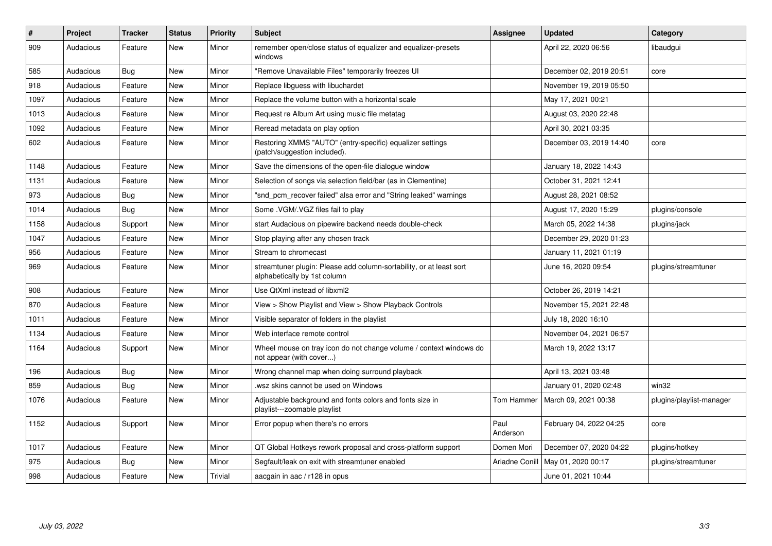| # | Project | Tracker | Status | Priority | Subject | Assignee | Updated | Category |
|---|---|---|---|---|---|---|---|---|
| 909 | Audacious | Feature | New | Minor | remember open/close status of equalizer and equalizer-presets windows | | April 22, 2020 06:56 | libaudgui |
| 585 | Audacious | Bug | New | Minor | "Remove Unavailable Files" temporarily freezes UI | | December 02, 2019 20:51 | core |
| 918 | Audacious | Feature | New | Minor | Replace libguess with libuchardet | | November 19, 2019 05:50 | |
| 1097 | Audacious | Feature | New | Minor | Replace the volume button with a horizontal scale | | May 17, 2021 00:21 | |
| 1013 | Audacious | Feature | New | Minor | Request re Album Art using music file metatag | | August 03, 2020 22:48 | |
| 1092 | Audacious | Feature | New | Minor | Reread metadata on play option | | April 30, 2021 03:35 | |
| 602 | Audacious | Feature | New | Minor | Restoring XMMS "AUTO" (entry-specific) equalizer settings (patch/suggestion included). | | December 03, 2019 14:40 | core |
| 1148 | Audacious | Feature | New | Minor | Save the dimensions of the open-file dialogue window | | January 18, 2022 14:43 | |
| 1131 | Audacious | Feature | New | Minor | Selection of songs via selection field/bar (as in Clementine) | | October 31, 2021 12:41 | |
| 973 | Audacious | Bug | New | Minor | "snd_pcm_recover failed" alsa error and "String leaked" warnings | | August 28, 2021 08:52 | |
| 1014 | Audacious | Bug | New | Minor | Some .VGM/.VGZ files fail to play | | August 17, 2020 15:29 | plugins/console |
| 1158 | Audacious | Support | New | Minor | start Audacious on pipewire backend needs double-check | | March 05, 2022 14:38 | plugins/jack |
| 1047 | Audacious | Feature | New | Minor | Stop playing after any chosen track | | December 29, 2020 01:23 | |
| 956 | Audacious | Feature | New | Minor | Stream to chromecast | | January 11, 2021 01:19 | |
| 969 | Audacious | Feature | New | Minor | streamtuner plugin: Please add column-sortability, or at least sort alphabetically by 1st column | | June 16, 2020 09:54 | plugins/streamtuner |
| 908 | Audacious | Feature | New | Minor | Use QtXml instead of libxml2 | | October 26, 2019 14:21 | |
| 870 | Audacious | Feature | New | Minor | View > Show Playlist and View > Show Playback Controls | | November 15, 2021 22:48 | |
| 1011 | Audacious | Feature | New | Minor | Visible separator of folders in the playlist | | July 18, 2020 16:10 | |
| 1134 | Audacious | Feature | New | Minor | Web interface remote control | | November 04, 2021 06:57 | |
| 1164 | Audacious | Support | New | Minor | Wheel mouse on tray icon do not change volume / context windows do not appear (with cover...) | | March 19, 2022 13:17 | |
| 196 | Audacious | Bug | New | Minor | Wrong channel map when doing surround playback | | April 13, 2021 03:48 | |
| 859 | Audacious | Bug | New | Minor | .wsz skins cannot be used on Windows | | January 01, 2020 02:48 | win32 |
| 1076 | Audacious | Feature | New | Minor | Adjustable background and fonts colors and fonts size in playlist---zoomable playlist | Tom Hammer | March 09, 2021 00:38 | plugins/playlist-manager |
| 1152 | Audacious | Support | New | Minor | Error popup when there's no errors | Paul Anderson | February 04, 2022 04:25 | core |
| 1017 | Audacious | Feature | New | Minor | QT Global Hotkeys rework proposal and cross-platform support | Domen Mori | December 07, 2020 04:22 | plugins/hotkey |
| 975 | Audacious | Bug | New | Minor | Segfault/leak on exit with streamtuner enabled | Ariadne Conill | May 01, 2020 00:17 | plugins/streamtuner |
| 998 | Audacious | Feature | New | Trivial | aacgain in aac / r128 in opus | | June 01, 2021 10:44 | |

*July 03, 2022*